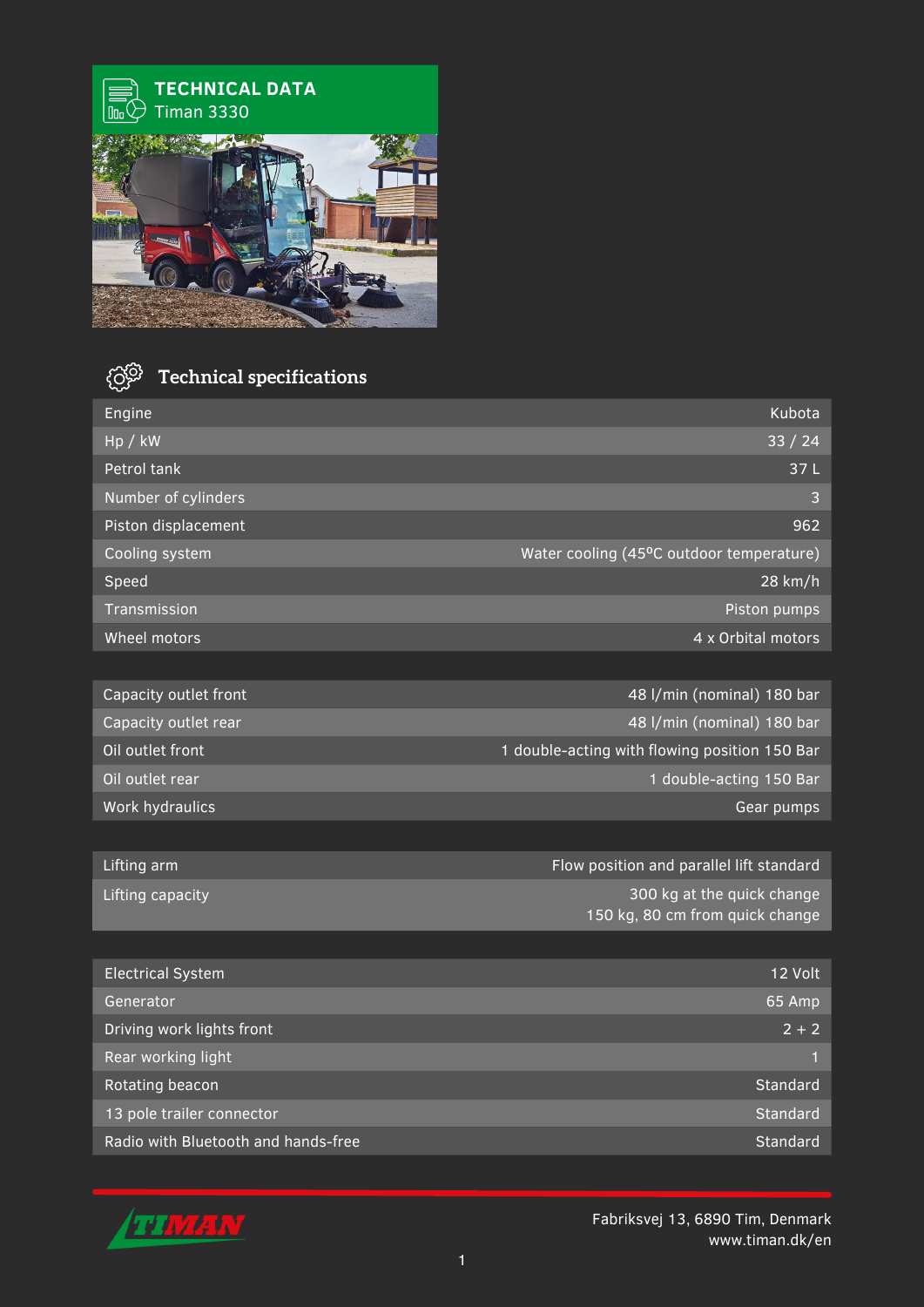# TECHNICAL DATA
Timan 3330

## Technical specifications

| | |
|---|---|
| Engine | Kubota |
| Hp / kW | 33 / 24 |
| Petrol tank | 37 L |
| Number of cylinders | 3 |
| Piston displacement | 962 |
| Cooling system | Water cooling (45⁰C outdoor temperature) |
| Speed | 28 km/h |
| Transmission | Piston pumps |
| Wheel motors | 4 x Orbital motors |

| | |
|---|---|
| Capacity outlet front | 48 l/min (nominal) 180 bar |
| Capacity outlet rear | 48 l/min (nominal) 180 bar |
| Oil outlet front | 1 double-acting with flowing position 150 Bar |
| Oil outlet rear | 1 double-acting 150 Bar |
| Work hydraulics | Gear pumps |

| | |
|---|---|
| Lifting arm | Flow position and parallel lift standard |
| Lifting capacity | 300 kg at the quick change<br>150 kg, 80 cm from quick change |

| | |
|---|---|
| Electrical System | 12 Volt |
| Generator | 65 Amp |
| Driving work lights front | 2 + 2 |
| Rear working light | 1 |
| Rotating beacon | Standard |
| 13 pole trailer connector | Standard |
| Radio with Bluetooth and hands-free | Standard |

TIMAN

Fabriksvej 13, 6890 Tim, Denmark
www.timan.dk/en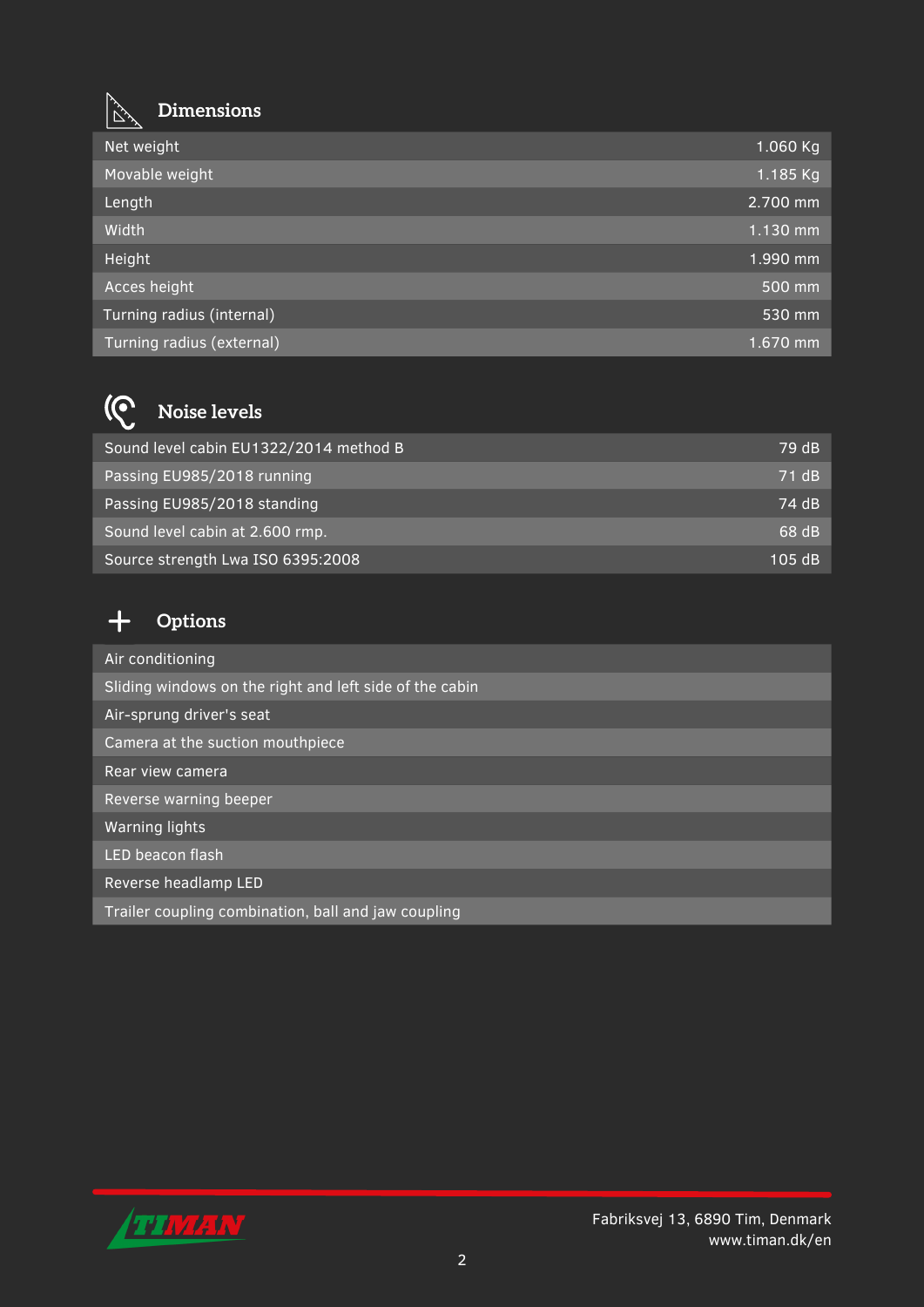## Dimensions

| | |
|---|---|
| Net weight | 1.060 Kg |
| Movable weight | 1.185 Kg |
| Length | 2.700 mm |
| Width | 1.130 mm |
| Height | 1.990 mm |
| Acces height | 500 mm |
| Turning radius (internal) | 530 mm |
| Turning radius (external) | 1.670 mm |

## Noise levels

| | |
|---|---|
| Sound level cabin EU1322/2014 method B | 79 dB |
| Passing EU985/2018 running | 71 dB |
| Passing EU985/2018 standing | 74 dB |
| Sound level cabin at 2.600 rmp. | 68 dB |
| Source strength Lwa ISO 6395:2008 | 105 dB |

## Options

| |
|---|
| Air conditioning |
| Sliding windows on the right and left side of the cabin |
| Air-sprung driver's seat |
| Camera at the suction mouthpiece |
| Rear view camera |
| Reverse warning beeper |
| Warning lights |
| LED beacon flash |
| Reverse headlamp LED |
| Trailer coupling combination, ball and jaw coupling |

TIMAN

Fabriksvej 13, 6890 Tim, Denmark
www.timan.dk/en